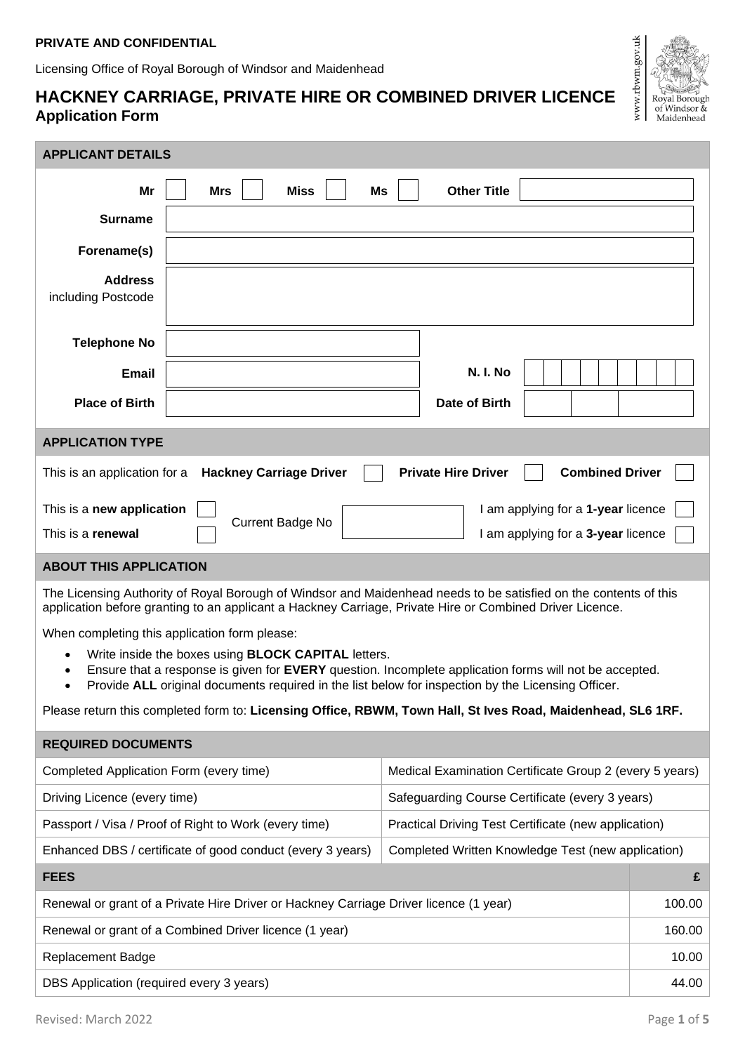**PRIVATE AND CONFIDENTIAL**

Licensing Office of Royal Borough of Windsor and Maidenhead

# HACKNEY CARRIAGE, PRIVATE HIRE OR COMBINED DRIVER LICENCE

## Application Form

### APPLICANT DETAILS

| | |
|---|---|
| **Mr** ☐ **Mrs** ☐ **Miss** ☐ **Ms** ☐ | **Other Title** |
| **Surname** | |
| **Forename(s)** | |
| **Address** including Postcode | |
| **Telephone No** | |
| **Email** | **N. I. No** |
| **Place of Birth** | **Date of Birth** |

### APPLICATION TYPE

This is an application for a **Hackney Carriage Driver** ☐ **Private Hire Driver** ☐ **Combined Driver** ☐

This is a **new application** ☐
This is a **renewal** ☐
Current Badge No

I am applying for a **1-year** licence ☐
I am applying for a **3-year** licence ☐

### ABOUT THIS APPLICATION

The Licensing Authority of Royal Borough of Windsor and Maidenhead needs to be satisfied on the contents of this application before granting to an applicant a Hackney Carriage, Private Hire or Combined Driver Licence.

When completing this application form please:

- Write inside the boxes using **BLOCK CAPITAL** letters.
- Ensure that a response is given for **EVERY** question. Incomplete application forms will not be accepted.
- Provide **ALL** original documents required in the list below for inspection by the Licensing Officer.

Please return this completed form to: **Licensing Office, RBWM, Town Hall, St Ives Road, Maidenhead, SL6 1RF.**

### REQUIRED DOCUMENTS

| | |
|---|---|
| Completed Application Form (every time) | Medical Examination Certificate Group 2 (every 5 years) |
| Driving Licence (every time) | Safeguarding Course Certificate (every 3 years) |
| Passport / Visa / Proof of Right to Work (every time) | Practical Driving Test Certificate (new application) |
| Enhanced DBS / certificate of good conduct (every 3 years) | Completed Written Knowledge Test (new application) |

| **FEES** | **£** |
|---|---|
| Renewal or grant of a Private Hire Driver or Hackney Carriage Driver licence (1 year) | 100.00 |
| Renewal or grant of a Combined Driver licence (1 year) | 160.00 |
| Replacement Badge | 10.00 |
| DBS Application (required every 3 years) | 44.00 |

Revised: March 2022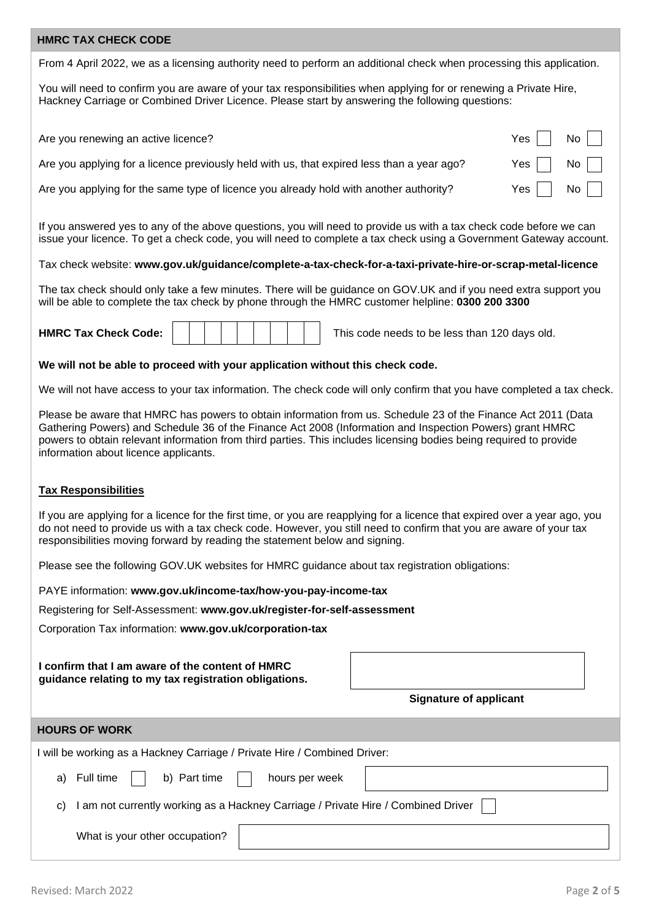## HMRC TAX CHECK CODE

From 4 April 2022, we as a licensing authority need to perform an additional check when processing this application.

You will need to confirm you are aware of your tax responsibilities when applying for or renewing a Private Hire, Hackney Carriage or Combined Driver Licence. Please start by answering the following questions:

| | | |
|---|---|---|
| Are you renewing an active licence? | Yes ☐ | No ☐ |
| Are you applying for a licence previously held with us, that expired less than a year ago? | Yes ☐ | No ☐ |
| Are you applying for the same type of licence you already hold with another authority? | Yes ☐ | No ☐ |

If you answered yes to any of the above questions, you will need to provide us with a tax check code before we can issue your licence. To get a check code, you will need to complete a tax check using a Government Gateway account.

Tax check website: **www.gov.uk/guidance/complete-a-tax-check-for-a-taxi-private-hire-or-scrap-metal-licence**

The tax check should only take a few minutes. There will be guidance on GOV.UK and if you need extra support you will be able to complete the tax check by phone through the HMRC customer helpline: **0300 200 3300**

**HMRC Tax Check Code:** ☐☐☐☐☐☐☐☐☐ This code needs to be less than 120 days old.

**We will not be able to proceed with your application without this check code.**

We will not have access to your tax information. The check code will only confirm that you have completed a tax check.

Please be aware that HMRC has powers to obtain information from us. Schedule 23 of the Finance Act 2011 (Data Gathering Powers) and Schedule 36 of the Finance Act 2008 (Information and Inspection Powers) grant HMRC powers to obtain relevant information from third parties. This includes licensing bodies being required to provide information about licence applicants.

### Tax Responsibilities

If you are applying for a licence for the first time, or you are reapplying for a licence that expired over a year ago, you do not need to provide us with a tax check code. However, you still need to confirm that you are aware of your tax responsibilities moving forward by reading the statement below and signing.

Please see the following GOV.UK websites for HMRC guidance about tax registration obligations:

PAYE information: **www.gov.uk/income-tax/how-you-pay-income-tax**

Registering for Self-Assessment: **www.gov.uk/register-for-self-assessment**

Corporation Tax information: **www.gov.uk/corporation-tax**

**I confirm that I am aware of the content of HMRC guidance relating to my tax registration obligations.**

**Signature of applicant**

## HOURS OF WORK

I will be working as a Hackney Carriage / Private Hire / Combined Driver:

a) Full time ☐ b) Part time ☐ hours per week

c) I am not currently working as a Hackney Carriage / Private Hire / Combined Driver ☐

What is your other occupation?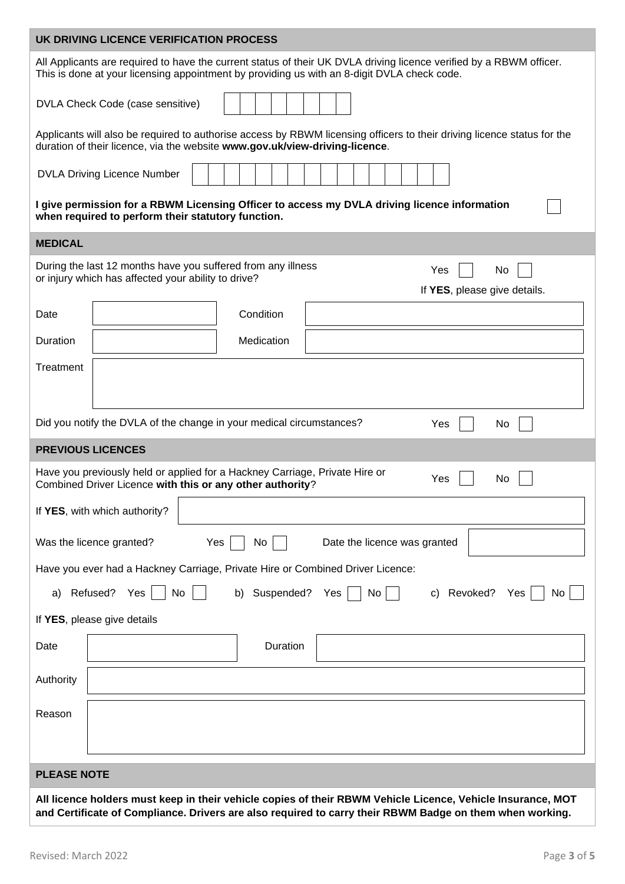## UK DRIVING LICENCE VERIFICATION PROCESS

All Applicants are required to have the current status of their UK DVLA driving licence verified by a RBWM officer. This is done at your licensing appointment by providing us with an 8-digit DVLA check code.

DVLA Check Code (case sensitive) | | | | | | | | |

Applicants will also be required to authorise access by RBWM licensing officers to their driving licence status for the duration of their licence, via the website **www.gov.uk/view-driving-licence**.

DVLA Driving Licence Number | | | | | | | | | | | | | | | | |

**I give permission for a RBWM Licensing Officer to access my DVLA driving licence information when required to perform their statutory function.** ☐

## MEDICAL

During the last 12 months have you suffered from any illness or injury which has affected your ability to drive? Yes ☐ No ☐

If **YES**, please give details.

| Date | | Condition | |
|---|---|---|---|
| Duration | | Medication | |
| Treatment | | | |

Did you notify the DVLA of the change in your medical circumstances? Yes ☐ No ☐

## PREVIOUS LICENCES

Have you previously held or applied for a Hackney Carriage, Private Hire or Combined Driver Licence **with this or any other authority**? Yes ☐ No ☐

If **YES**, with which authority?

Was the licence granted? Yes ☐ No ☐ Date the licence was granted

Have you ever had a Hackney Carriage, Private Hire or Combined Driver Licence:

a) Refused? Yes ☐ No ☐ b) Suspended? Yes ☐ No ☐ c) Revoked? Yes ☐ No ☐

If **YES**, please give details

| Date | | Duration | |
|---|---|---|---|
| Authority | | | |
| Reason | | | |

## PLEASE NOTE

**All licence holders must keep in their vehicle copies of their RBWM Vehicle Licence, Vehicle Insurance, MOT and Certificate of Compliance. Drivers are also required to carry their RBWM Badge on them when working.**

Revised: March 2022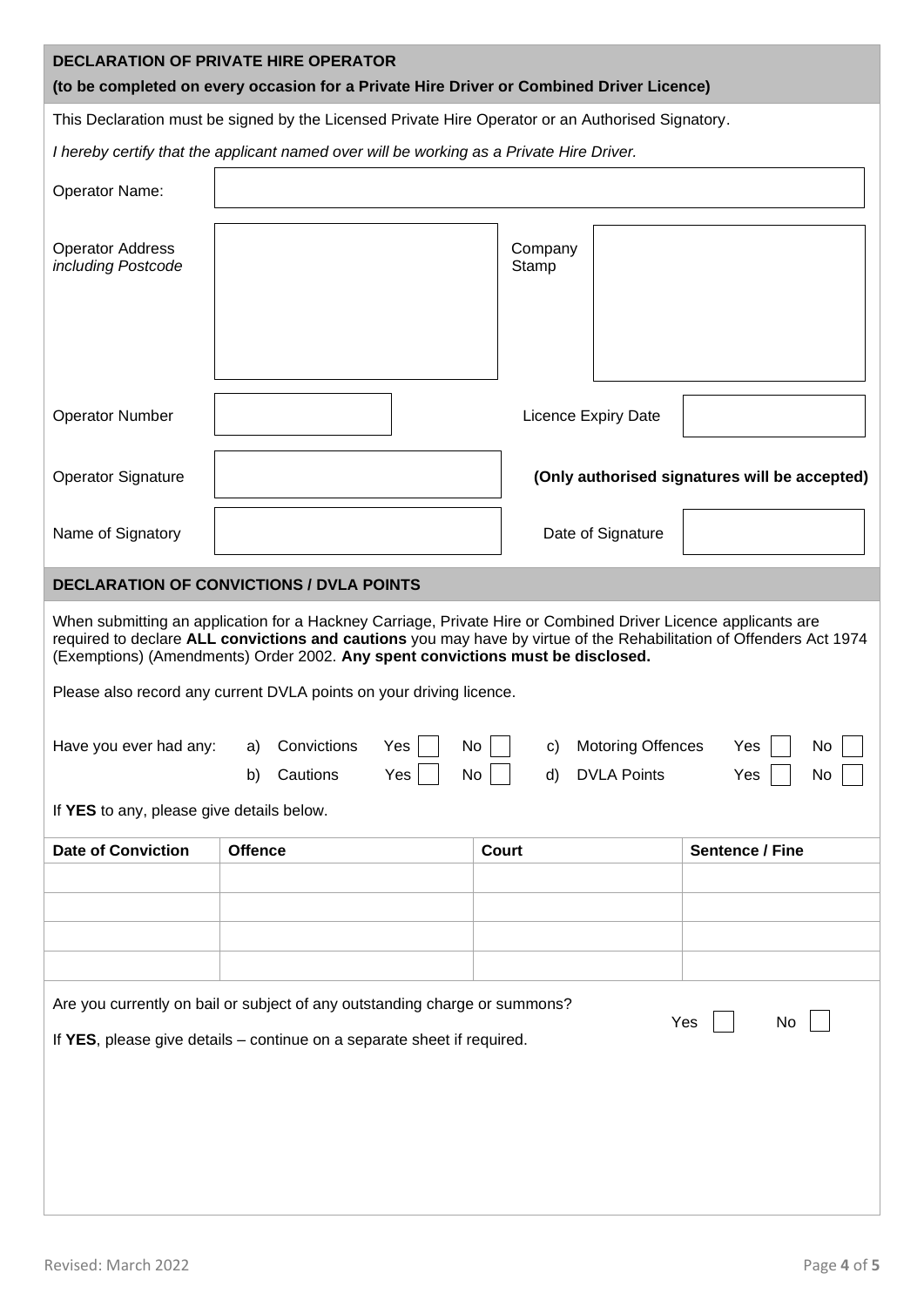## DECLARATION OF PRIVATE HIRE OPERATOR

**(to be completed on every occasion for a Private Hire Driver or Combined Driver Licence)**

This Declaration must be signed by the Licensed Private Hire Operator or an Authorised Signatory.

*I hereby certify that the applicant named over will be working as a Private Hire Driver.*

| | | | |
|---|---|---|---|
| Operator Name: | | | |
| Operator Address *including Postcode* | | Company Stamp | |
| Operator Number | | Licence Expiry Date | |
| Operator Signature | | **(Only authorised signatures will be accepted)** | |
| Name of Signatory | | Date of Signature | |

## DECLARATION OF CONVICTIONS / DVLA POINTS

When submitting an application for a Hackney Carriage, Private Hire or Combined Driver Licence applicants are required to declare **ALL convictions and cautions** you may have by virtue of the Rehabilitation of Offenders Act 1974 (Exemptions) (Amendments) Order 2002. **Any spent convictions must be disclosed.**

Please also record any current DVLA points on your driving licence.

Have you ever had any:

- a) Convictions Yes ☐ No ☐
- b) Cautions Yes ☐ No ☐
- c) Motoring Offences Yes ☐ No ☐
- d) DVLA Points Yes ☐ No ☐

If **YES** to any, please give details below.

| Date of Conviction | Offence | Court | Sentence / Fine |
|---|---|---|---|
| | | | |
| | | | |
| | | | |
| | | | |

Are you currently on bail or subject of any outstanding charge or summons? Yes ☐ No ☐

If **YES**, please give details – continue on a separate sheet if required.

Revised: March 2022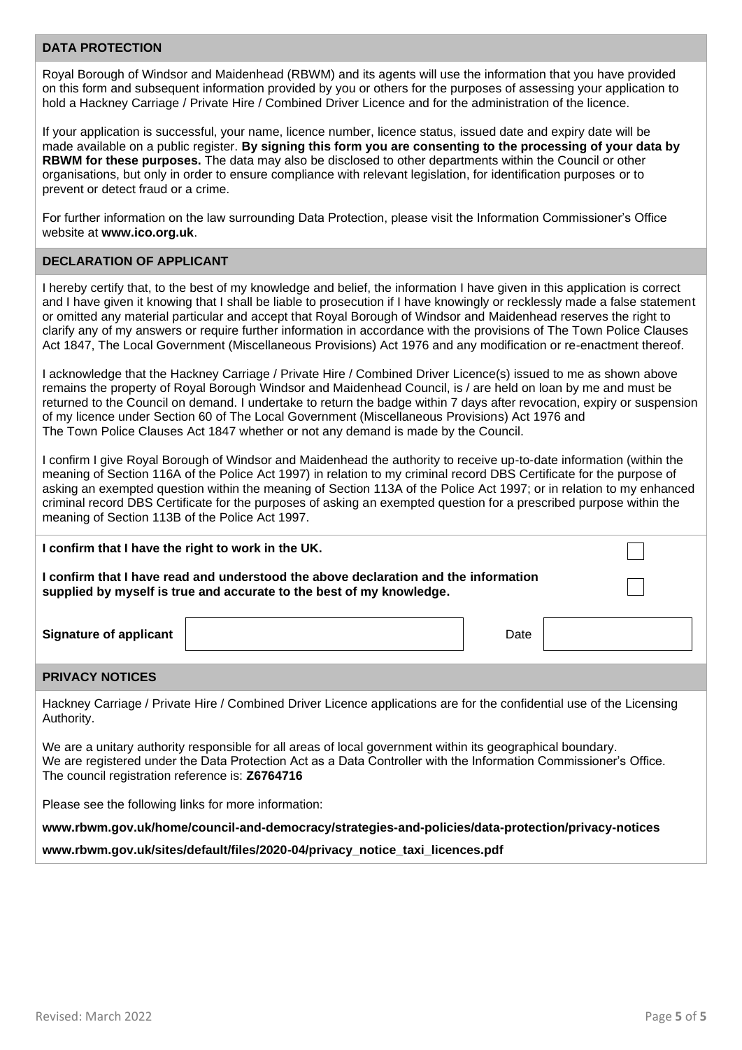## DATA PROTECTION

Royal Borough of Windsor and Maidenhead (RBWM) and its agents will use the information that you have provided on this form and subsequent information provided by you or others for the purposes of assessing your application to hold a Hackney Carriage / Private Hire / Combined Driver Licence and for the administration of the licence.

If your application is successful, your name, licence number, licence status, issued date and expiry date will be made available on a public register. **By signing this form you are consenting to the processing of your data by RBWM for these purposes.** The data may also be disclosed to other departments within the Council or other organisations, but only in order to ensure compliance with relevant legislation, for identification purposes or to prevent or detect fraud or a crime.

For further information on the law surrounding Data Protection, please visit the Information Commissioner's Office website at **www.ico.org.uk**.

## DECLARATION OF APPLICANT

I hereby certify that, to the best of my knowledge and belief, the information I have given in this application is correct and I have given it knowing that I shall be liable to prosecution if I have knowingly or recklessly made a false statement or omitted any material particular and accept that Royal Borough of Windsor and Maidenhead reserves the right to clarify any of my answers or require further information in accordance with the provisions of The Town Police Clauses Act 1847, The Local Government (Miscellaneous Provisions) Act 1976 and any modification or re-enactment thereof.

I acknowledge that the Hackney Carriage / Private Hire / Combined Driver Licence(s) issued to me as shown above remains the property of Royal Borough Windsor and Maidenhead Council, is / are held on loan by me and must be returned to the Council on demand. I undertake to return the badge within 7 days after revocation, expiry or suspension of my licence under Section 60 of The Local Government (Miscellaneous Provisions) Act 1976 and The Town Police Clauses Act 1847 whether or not any demand is made by the Council.

I confirm I give Royal Borough of Windsor and Maidenhead the authority to receive up-to-date information (within the meaning of Section 116A of the Police Act 1997) in relation to my criminal record DBS Certificate for the purpose of asking an exempted question within the meaning of Section 113A of the Police Act 1997; or in relation to my enhanced criminal record DBS Certificate for the purposes of asking an exempted question for a prescribed purpose within the meaning of Section 113B of the Police Act 1997.

**I confirm that I have the right to work in the UK.** ☐

**I confirm that I have read and understood the above declaration and the information supplied by myself is true and accurate to the best of my knowledge.** ☐

| | | | |
|---|---|---|---|
| **Signature of applicant** | | Date | |

## PRIVACY NOTICES

Hackney Carriage / Private Hire / Combined Driver Licence applications are for the confidential use of the Licensing Authority.

We are a unitary authority responsible for all areas of local government within its geographical boundary. We are registered under the Data Protection Act as a Data Controller with the Information Commissioner's Office. The council registration reference is: **Z6764716**

Please see the following links for more information:

**www.rbwm.gov.uk/home/council-and-democracy/strategies-and-policies/data-protection/privacy-notices**

**www.rbwm.gov.uk/sites/default/files/2020-04/privacy_notice_taxi_licences.pdf**

Revised: March 2022